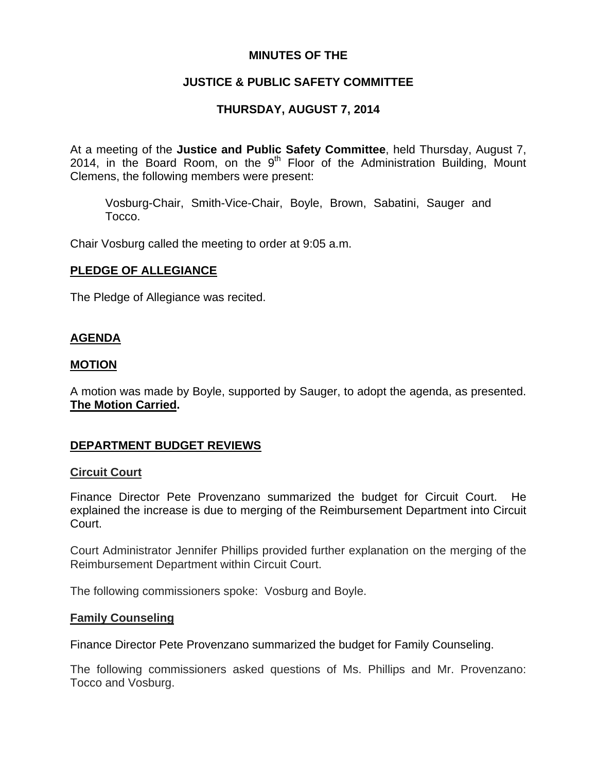**MINUTES OF THE**

**JUSTICE & PUBLIC SAFETY COMMITTEE**

**THURSDAY, AUGUST 7, 2014**

At a meeting of the **Justice and Public Safety Committee**, held Thursday, August 7, 2014, in the Board Room, on the 9th Floor of the Administration Building, Mount Clemens, the following members were present:

> Vosburg-Chair, Smith-Vice-Chair, Boyle, Brown, Sabatini, Sauger and Tocco.

Chair Vosburg called the meeting to order at 9:05 a.m.

## PLEDGE OF ALLEGIANCE

The Pledge of Allegiance was recited.

## AGENDA

## MOTION

A motion was made by Boyle, supported by Sauger, to adopt the agenda, as presented. **The Motion Carried.**

## DEPARTMENT BUDGET REVIEWS

### Circuit Court

Finance Director Pete Provenzano summarized the budget for Circuit Court. He explained the increase is due to merging of the Reimbursement Department into Circuit Court.

Court Administrator Jennifer Phillips provided further explanation on the merging of the Reimbursement Department within Circuit Court.

The following commissioners spoke: Vosburg and Boyle.

### Family Counseling

Finance Director Pete Provenzano summarized the budget for Family Counseling.

The following commissioners asked questions of Ms. Phillips and Mr. Provenzano: Tocco and Vosburg.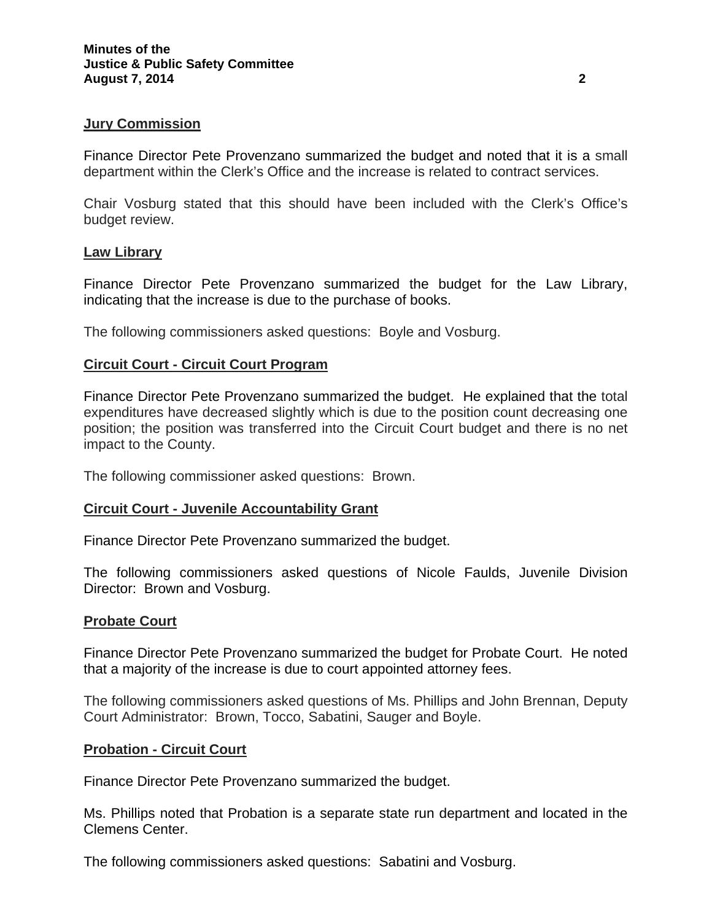**Jury Commission**

Finance Director Pete Provenzano summarized the budget and noted that it is a small department within the Clerk's Office and the increase is related to contract services.

Chair Vosburg stated that this should have been included with the Clerk's Office's budget review.

**Law Library**

Finance Director Pete Provenzano summarized the budget for the Law Library, indicating that the increase is due to the purchase of books.

The following commissioners asked questions: Boyle and Vosburg.

**Circuit Court - Circuit Court Program**

Finance Director Pete Provenzano summarized the budget. He explained that the total expenditures have decreased slightly which is due to the position count decreasing one position; the position was transferred into the Circuit Court budget and there is no net impact to the County.

The following commissioner asked questions: Brown.

**Circuit Court - Juvenile Accountability Grant**

Finance Director Pete Provenzano summarized the budget.

The following commissioners asked questions of Nicole Faulds, Juvenile Division Director: Brown and Vosburg.

**Probate Court**

Finance Director Pete Provenzano summarized the budget for Probate Court. He noted that a majority of the increase is due to court appointed attorney fees.

The following commissioners asked questions of Ms. Phillips and John Brennan, Deputy Court Administrator: Brown, Tocco, Sabatini, Sauger and Boyle.

**Probation - Circuit Court**

Finance Director Pete Provenzano summarized the budget.

Ms. Phillips noted that Probation is a separate state run department and located in the Clemens Center.

The following commissioners asked questions: Sabatini and Vosburg.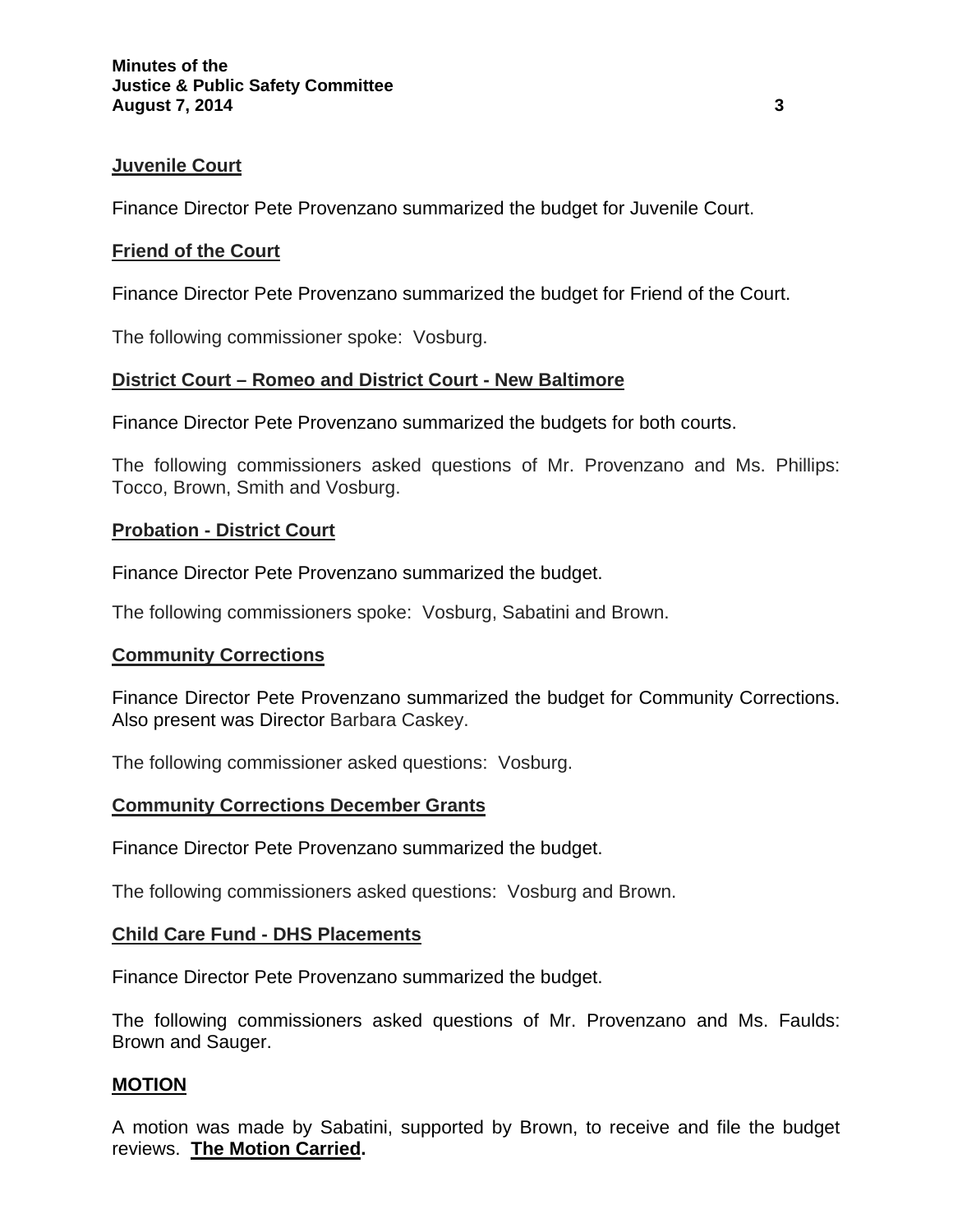**Juvenile Court**

Finance Director Pete Provenzano summarized the budget for Juvenile Court.

**Friend of the Court**

Finance Director Pete Provenzano summarized the budget for Friend of the Court.

The following commissioner spoke: Vosburg.

**District Court – Romeo and District Court - New Baltimore**

Finance Director Pete Provenzano summarized the budgets for both courts.

The following commissioners asked questions of Mr. Provenzano and Ms. Phillips: Tocco, Brown, Smith and Vosburg.

**Probation - District Court**

Finance Director Pete Provenzano summarized the budget.

The following commissioners spoke: Vosburg, Sabatini and Brown.

**Community Corrections**

Finance Director Pete Provenzano summarized the budget for Community Corrections. Also present was Director Barbara Caskey.

The following commissioner asked questions: Vosburg.

**Community Corrections December Grants**

Finance Director Pete Provenzano summarized the budget.

The following commissioners asked questions: Vosburg and Brown.

**Child Care Fund - DHS Placements**

Finance Director Pete Provenzano summarized the budget.

The following commissioners asked questions of Mr. Provenzano and Ms. Faulds: Brown and Sauger.

**MOTION**

A motion was made by Sabatini, supported by Brown, to receive and file the budget reviews. **The Motion Carried.**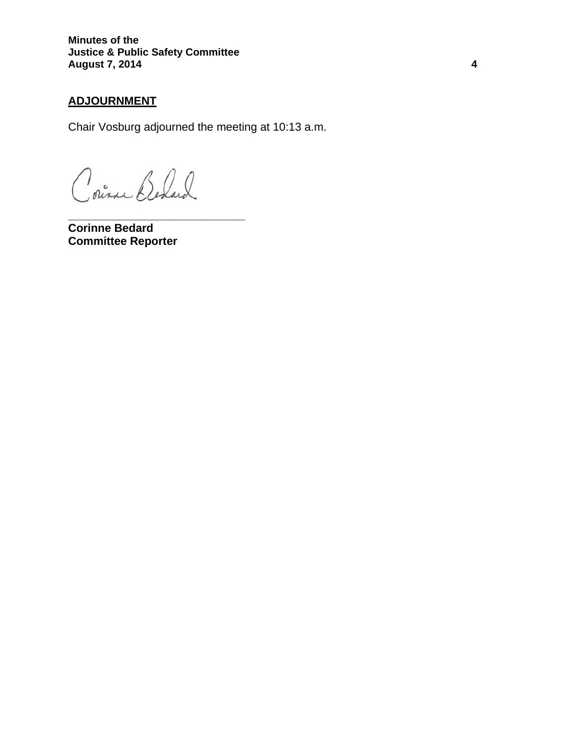## ADJOURNMENT

Chair Vosburg adjourned the meeting at 10:13 a.m.

\_\_\_\_\_\_\_\_\_\_\_\_\_\_\_\_\_\_\_\_\_\_\_\_\_\_\_\_\_\_

**Corinne Bedard**
**Committee Reporter**